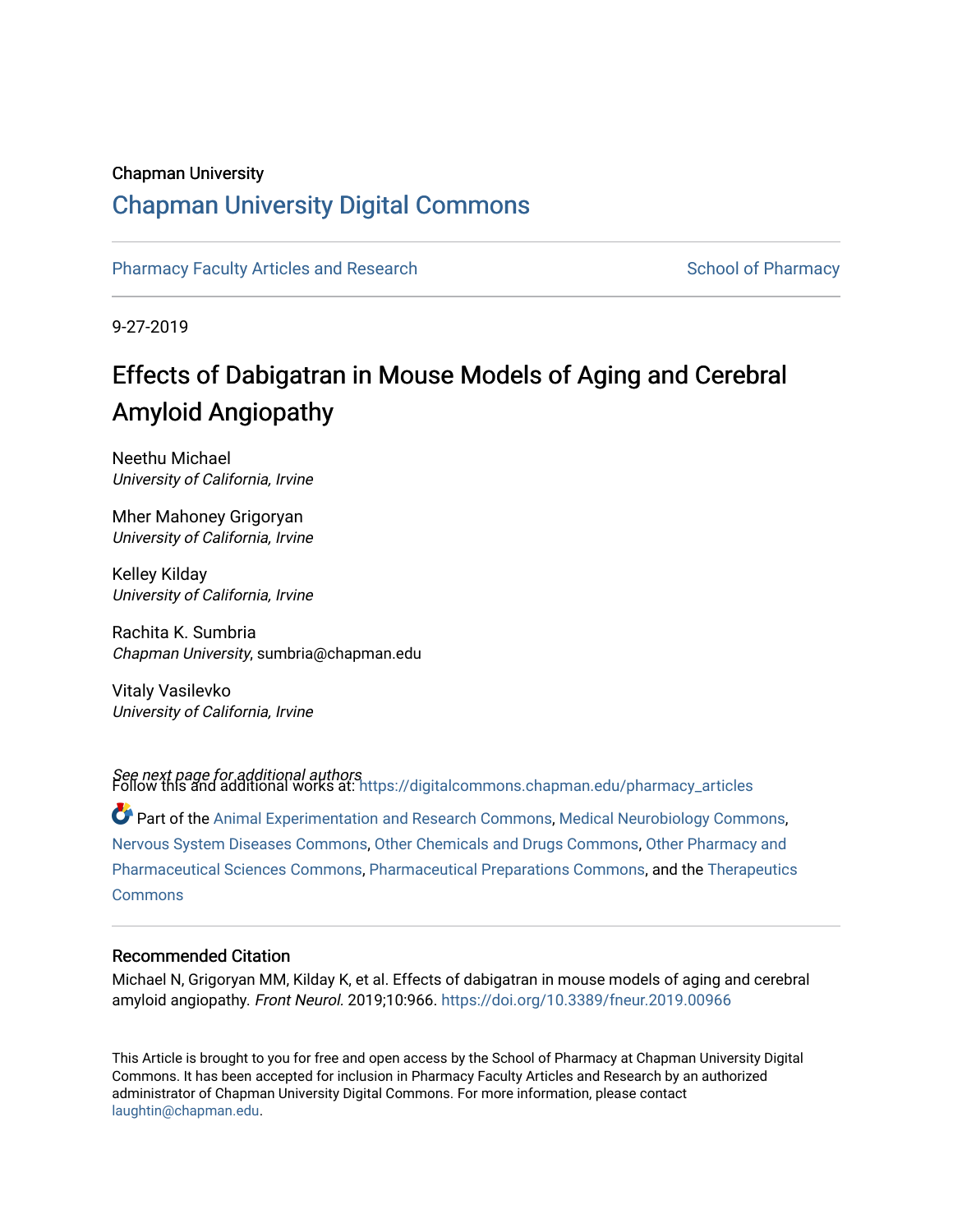Chapman University

## Chapman University Digital Commons

Pharmacy Faculty Articles and Research

School of Pharmacy

9-27-2019

# Effects of Dabigatran in Mouse Models of Aging and Cerebral Amyloid Angiopathy

Neethu Michael
*University of California, Irvine*

Mher Mahoney Grigoryan
*University of California, Irvine*

Kelley Kilday
*University of California, Irvine*

Rachita K. Sumbria
*Chapman University*, sumbria@chapman.edu

Vitaly Vasilevko
*University of California, Irvine*

*See next page for additional authors*

Follow this and additional works at: https://digitalcommons.chapman.edu/pharmacy_articles

Part of the Animal Experimentation and Research Commons, Medical Neurobiology Commons, Nervous System Diseases Commons, Other Chemicals and Drugs Commons, Other Pharmacy and Pharmaceutical Sciences Commons, Pharmaceutical Preparations Commons, and the Therapeutics Commons

### Recommended Citation

Michael N, Grigoryan MM, Kilday K, et al. Effects of dabigatran in mouse models of aging and cerebral amyloid angiopathy. *Front Neurol.* 2019;10:966. https://doi.org/10.3389/fneur.2019.00966

This Article is brought to you for free and open access by the School of Pharmacy at Chapman University Digital Commons. It has been accepted for inclusion in Pharmacy Faculty Articles and Research by an authorized administrator of Chapman University Digital Commons. For more information, please contact laughtin@chapman.edu.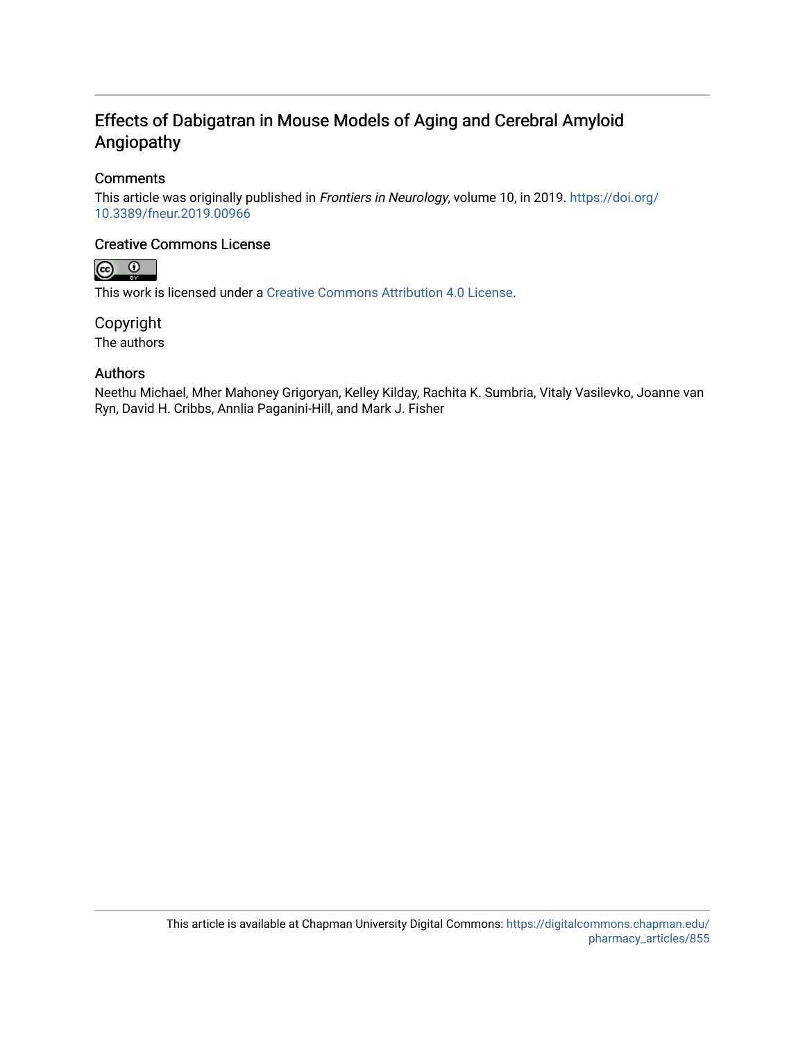# Effects of Dabigatran in Mouse Models of Aging and Cerebral Amyloid Angiopathy

## Comments

This article was originally published in *Frontiers in Neurology*, volume 10, in 2019. https://doi.org/10.3389/fneur.2019.00966

## Creative Commons License

This work is licensed under a Creative Commons Attribution 4.0 License.

## Copyright

The authors

## Authors

Neethu Michael, Mher Mahoney Grigoryan, Kelley Kilday, Rachita K. Sumbria, Vitaly Vasilevko, Joanne van Ryn, David H. Cribbs, Annlia Paganini-Hill, and Mark J. Fisher

This article is available at Chapman University Digital Commons: https://digitalcommons.chapman.edu/pharmacy_articles/855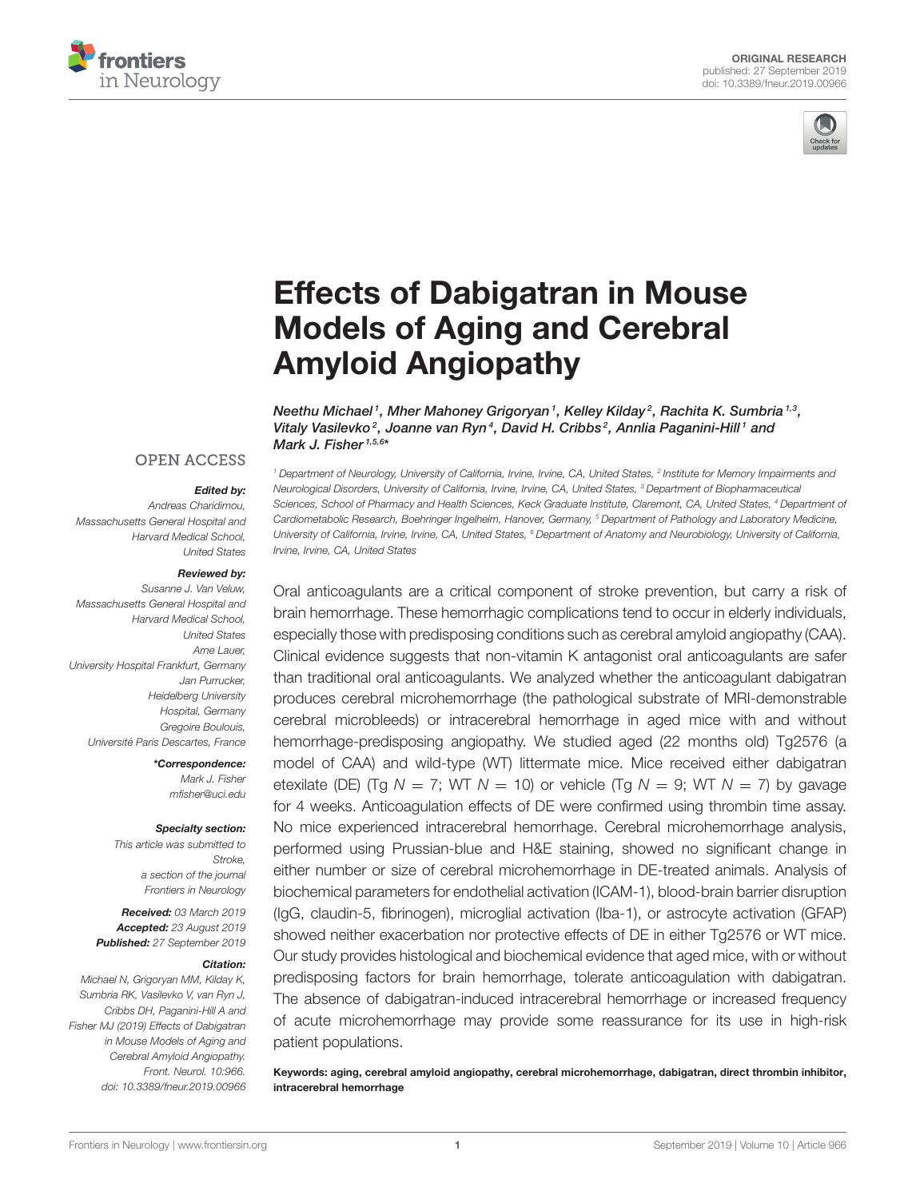# Effects of Dabigatran in Mouse Models of Aging and Cerebral Amyloid Angiopathy

*Neethu Michael[1], Mher Mahoney Grigoryan[1], Kelley Kilday[2], Rachita K. Sumbria[1,3], Vitaly Vasilevko[2], Joanne van Ryn[4], David H. Cribbs[2], Annlia Paganini-Hill[1] and Mark J. Fisher[1,5,6]**

[1] Department of Neurology, University of California, Irvine, Irvine, CA, United States, [2] Institute for Memory Impairments and Neurological Disorders, University of California, Irvine, Irvine, CA, United States, [3] Department of Biopharmaceutical Sciences, School of Pharmacy and Health Sciences, Keck Graduate Institute, Claremont, CA, United States, [4] Department of Cardiometabolic Research, Boehringer Ingelheim, Hanover, Germany, [5] Department of Pathology and Laboratory Medicine, University of California, Irvine, Irvine, CA, United States, [6] Department of Anatomy and Neurobiology, University of California, Irvine, Irvine, CA, United States

OPEN ACCESS

***Edited by:***
Andreas Charidimou,
Massachusetts General Hospital and Harvard Medical School,
United States

***Reviewed by:***
Susanne J. Van Veluw,
Massachusetts General Hospital and Harvard Medical School,
United States
Arne Lauer,
University Hospital Frankfurt, Germany
Jan Purrucker,
Heidelberg University Hospital, Germany
Gregoire Boulouis,
Université Paris Descartes, France

***\*Correspondence:***
Mark J. Fisher
mfisher@uci.edu

***Specialty section:***
This article was submitted to Stroke,
a section of the journal
Frontiers in Neurology

**Received:** 03 March 2019
**Accepted:** 23 August 2019
**Published:** 27 September 2019

***Citation:***
Michael N, Grigoryan MM, Kilday K, Sumbria RK, Vasilevko V, van Ryn J, Cribbs DH, Paganini-Hill A and Fisher MJ (2019) Effects of Dabigatran in Mouse Models of Aging and Cerebral Amyloid Angiopathy. Front. Neurol. 10:966. doi: 10.3389/fneur.2019.00966

Oral anticoagulants are a critical component of stroke prevention, but carry a risk of brain hemorrhage. These hemorrhagic complications tend to occur in elderly individuals, especially those with predisposing conditions such as cerebral amyloid angiopathy (CAA). Clinical evidence suggests that non-vitamin K antagonist oral anticoagulants are safer than traditional oral anticoagulants. We analyzed whether the anticoagulant dabigatran produces cerebral microhemorrhage (the pathological substrate of MRI-demonstrable cerebral microbleeds) or intracerebral hemorrhage in aged mice with and without hemorrhage-predisposing angiopathy. We studied aged (22 months old) Tg2576 (a model of CAA) and wild-type (WT) littermate mice. Mice received either dabigatran etexilate (DE) (Tg $N = 7$; WT $N = 10$) or vehicle (Tg $N = 9$; WT $N = 7$) by gavage for 4 weeks. Anticoagulation effects of DE were confirmed using thrombin time assay. No mice experienced intracerebral hemorrhage. Cerebral microhemorrhage analysis, performed using Prussian-blue and H&E staining, showed no significant change in either number or size of cerebral microhemorrhage in DE-treated animals. Analysis of biochemical parameters for endothelial activation (ICAM-1), blood-brain barrier disruption (IgG, claudin-5, fibrinogen), microglial activation (Iba-1), or astrocyte activation (GFAP) showed neither exacerbation nor protective effects of DE in either Tg2576 or WT mice. Our study provides histological and biochemical evidence that aged mice, with or without predisposing factors for brain hemorrhage, tolerate anticoagulation with dabigatran. The absence of dabigatran-induced intracerebral hemorrhage or increased frequency of acute microhemorrhage may provide some reassurance for its use in high-risk patient populations.

**Keywords: aging, cerebral amyloid angiopathy, cerebral microhemorrhage, dabigatran, direct thrombin inhibitor, intracerebral hemorrhage**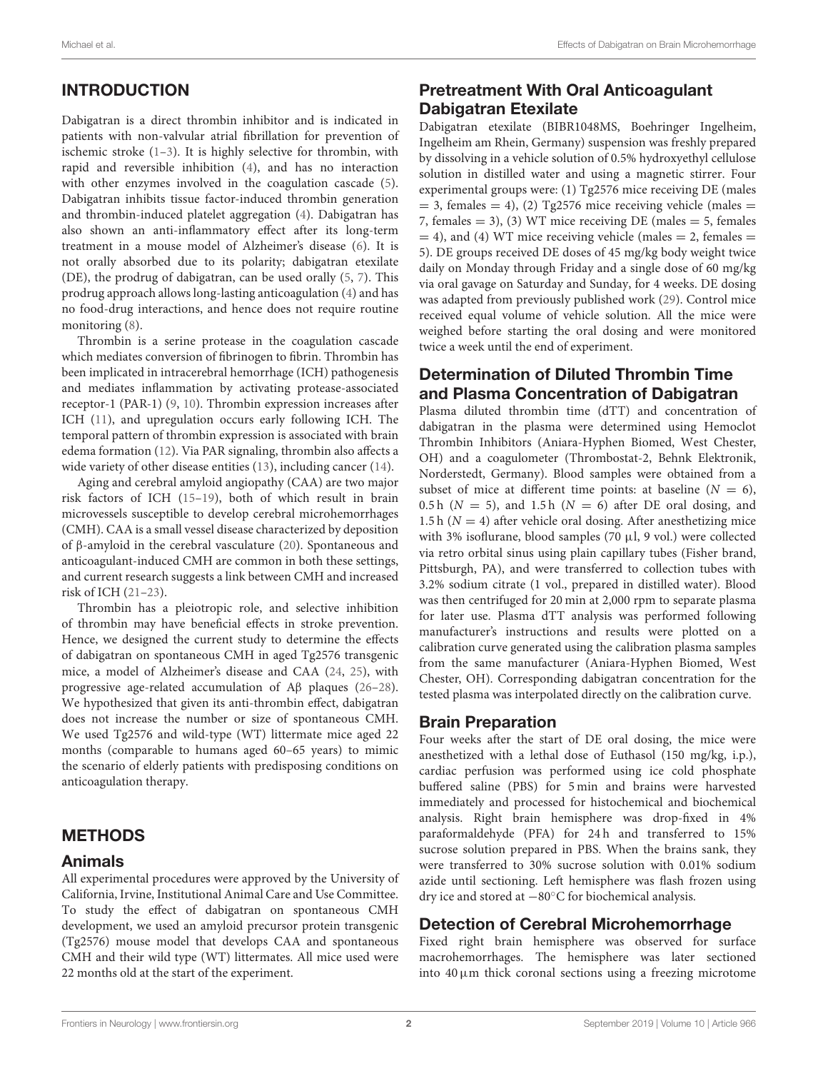## INTRODUCTION

Dabigatran is a direct thrombin inhibitor and is indicated in patients with non-valvular atrial fibrillation for prevention of ischemic stroke (1–3). It is highly selective for thrombin, with rapid and reversible inhibition (4), and has no interaction with other enzymes involved in the coagulation cascade (5). Dabigatran inhibits tissue factor-induced thrombin generation and thrombin-induced platelet aggregation (4). Dabigatran has also shown an anti-inflammatory effect after its long-term treatment in a mouse model of Alzheimer's disease (6). It is not orally absorbed due to its polarity; dabigatran etexilate (DE), the prodrug of dabigatran, can be used orally (5, 7). This prodrug approach allows long-lasting anticoagulation (4) and has no food-drug interactions, and hence does not require routine monitoring (8).

Thrombin is a serine protease in the coagulation cascade which mediates conversion of fibrinogen to fibrin. Thrombin has been implicated in intracerebral hemorrhage (ICH) pathogenesis and mediates inflammation by activating protease-associated receptor-1 (PAR-1) (9, 10). Thrombin expression increases after ICH (11), and upregulation occurs early following ICH. The temporal pattern of thrombin expression is associated with brain edema formation (12). Via PAR signaling, thrombin also affects a wide variety of other disease entities (13), including cancer (14).

Aging and cerebral amyloid angiopathy (CAA) are two major risk factors of ICH (15–19), both of which result in brain microvessels susceptible to develop cerebral microhemorrhages (CMH). CAA is a small vessel disease characterized by deposition of β-amyloid in the cerebral vasculature (20). Spontaneous and anticoagulant-induced CMH are common in both these settings, and current research suggests a link between CMH and increased risk of ICH (21–23).

Thrombin has a pleiotropic role, and selective inhibition of thrombin may have beneficial effects in stroke prevention. Hence, we designed the current study to determine the effects of dabigatran on spontaneous CMH in aged Tg2576 transgenic mice, a model of Alzheimer's disease and CAA (24, 25), with progressive age-related accumulation of Aβ plaques (26–28). We hypothesized that given its anti-thrombin effect, dabigatran does not increase the number or size of spontaneous CMH. We used Tg2576 and wild-type (WT) littermate mice aged 22 months (comparable to humans aged 60–65 years) to mimic the scenario of elderly patients with predisposing conditions on anticoagulation therapy.

## METHODS

### Animals

All experimental procedures were approved by the University of California, Irvine, Institutional Animal Care and Use Committee. To study the effect of dabigatran on spontaneous CMH development, we used an amyloid precursor protein transgenic (Tg2576) mouse model that develops CAA and spontaneous CMH and their wild type (WT) littermates. All mice used were 22 months old at the start of the experiment.

### Pretreatment With Oral Anticoagulant Dabigatran Etexilate

Dabigatran etexilate (BIBR1048MS, Boehringer Ingelheim, Ingelheim am Rhein, Germany) suspension was freshly prepared by dissolving in a vehicle solution of 0.5% hydroxyethyl cellulose solution in distilled water and using a magnetic stirrer. Four experimental groups were: (1) Tg2576 mice receiving DE (males = 3, females = 4), (2) Tg2576 mice receiving vehicle (males = 7, females = 3), (3) WT mice receiving DE (males = 5, females = 4), and (4) WT mice receiving vehicle (males = 2, females = 5). DE groups received DE doses of 45 mg/kg body weight twice daily on Monday through Friday and a single dose of 60 mg/kg via oral gavage on Saturday and Sunday, for 4 weeks. DE dosing was adapted from previously published work (29). Control mice received equal volume of vehicle solution. All the mice were weighed before starting the oral dosing and were monitored twice a week until the end of experiment.

### Determination of Diluted Thrombin Time and Plasma Concentration of Dabigatran

Plasma diluted thrombin time (dTT) and concentration of dabigatran in the plasma were determined using Hemoclot Thrombin Inhibitors (Aniara-Hyphen Biomed, West Chester, OH) and a coagulometer (Thrombostat-2, Behnk Elektronik, Norderstedt, Germany). Blood samples were obtained from a subset of mice at different time points: at baseline ($N = 6$), 0.5 h ($N = 5$), and 1.5 h ($N = 6$) after DE oral dosing, and 1.5 h ($N = 4$) after vehicle oral dosing. After anesthetizing mice with 3% isoflurane, blood samples (70 μl, 9 vol.) were collected via retro orbital sinus using plain capillary tubes (Fisher brand, Pittsburgh, PA), and were transferred to collection tubes with 3.2% sodium citrate (1 vol., prepared in distilled water). Blood was then centrifuged for 20 min at 2,000 rpm to separate plasma for later use. Plasma dTT analysis was performed following manufacturer's instructions and results were plotted on a calibration curve generated using the calibration plasma samples from the same manufacturer (Aniara-Hyphen Biomed, West Chester, OH). Corresponding dabigatran concentration for the tested plasma was interpolated directly on the calibration curve.

### Brain Preparation

Four weeks after the start of DE oral dosing, the mice were anesthetized with a lethal dose of Euthasol (150 mg/kg, i.p.), cardiac perfusion was performed using ice cold phosphate buffered saline (PBS) for 5 min and brains were harvested immediately and processed for histochemical and biochemical analysis. Right brain hemisphere was drop-fixed in 4% paraformaldehyde (PFA) for 24 h and transferred to 15% sucrose solution prepared in PBS. When the brains sank, they were transferred to 30% sucrose solution with 0.01% sodium azide until sectioning. Left hemisphere was flash frozen using dry ice and stored at −80°C for biochemical analysis.

### Detection of Cerebral Microhemorrhage

Fixed right brain hemisphere was observed for surface macrohemorrhages. The hemisphere was later sectioned into 40 μm thick coronal sections using a freezing microtome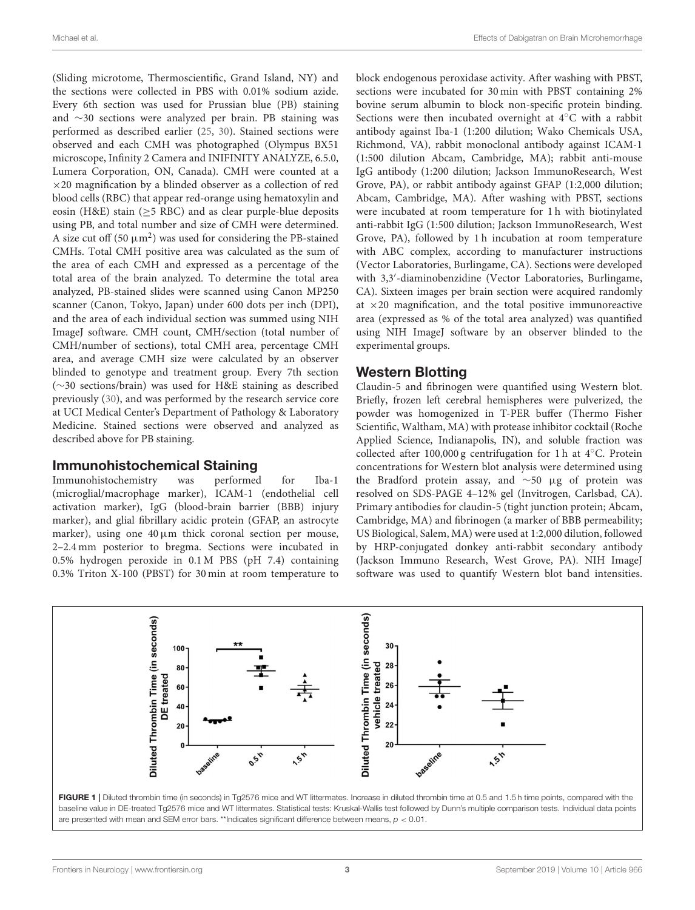(Sliding microtome, Thermoscientific, Grand Island, NY) and the sections were collected in PBS with 0.01% sodium azide. Every 6th section was used for Prussian blue (PB) staining and ∼30 sections were analyzed per brain. PB staining was performed as described earlier (25, 30). Stained sections were observed and each CMH was photographed (Olympus BX51 microscope, Infinity 2 Camera and INIFINITY ANALYZE, 6.5.0, Lumera Corporation, ON, Canada). CMH were counted at a ×20 magnification by a blinded observer as a collection of red blood cells (RBC) that appear red-orange using hematoxylin and eosin (H&E) stain (≥5 RBC) and as clear purple-blue deposits using PB, and total number and size of CMH were determined. A size cut off (50 $\mu m^2$) was used for considering the PB-stained CMHs. Total CMH positive area was calculated as the sum of the area of each CMH and expressed as a percentage of the total area of the brain analyzed. To determine the total area analyzed, PB-stained slides were scanned using Canon MP250 scanner (Canon, Tokyo, Japan) under 600 dots per inch (DPI), and the area of each individual section was summed using NIH ImageJ software. CMH count, CMH/section (total number of CMH/number of sections), total CMH area, percentage CMH area, and average CMH size were calculated by an observer blinded to genotype and treatment group. Every 7th section (∼30 sections/brain) was used for H&E staining as described previously (30), and was performed by the research service core at UCI Medical Center's Department of Pathology & Laboratory Medicine. Stained sections were observed and analyzed as described above for PB staining.

## Immunohistochemical Staining

Immunohistochemistry was performed for Iba-1 (microglial/macrophage marker), ICAM-1 (endothelial cell activation marker), IgG (blood-brain barrier (BBB) injury marker), and glial fibrillary acidic protein (GFAP, an astrocyte marker), using one 40 µm thick coronal section per mouse, 2–2.4 mm posterior to bregma. Sections were incubated in 0.5% hydrogen peroxide in 0.1 M PBS (pH 7.4) containing 0.3% Triton X-100 (PBST) for 30 min at room temperature to block endogenous peroxidase activity. After washing with PBST, sections were incubated for 30 min with PBST containing 2% bovine serum albumin to block non-specific protein binding. Sections were then incubated overnight at 4°C with a rabbit antibody against Iba-1 (1:200 dilution; Wako Chemicals USA, Richmond, VA), rabbit monoclonal antibody against ICAM-1 (1:500 dilution Abcam, Cambridge, MA); rabbit anti-mouse IgG antibody (1:200 dilution; Jackson ImmunoResearch, West Grove, PA), or rabbit antibody against GFAP (1:2,000 dilution; Abcam, Cambridge, MA). After washing with PBST, sections were incubated at room temperature for 1 h with biotinylated anti-rabbit IgG (1:500 dilution; Jackson ImmunoResearch, West Grove, PA), followed by 1 h incubation at room temperature with ABC complex, according to manufacturer instructions (Vector Laboratories, Burlingame, CA). Sections were developed with 3,3′-diaminobenzidine (Vector Laboratories, Burlingame, CA). Sixteen images per brain section were acquired randomly at ×20 magnification, and the total positive immunoreactive area (expressed as % of the total area analyzed) was quantified using NIH ImageJ software by an observer blinded to the experimental groups.

## Western Blotting

Claudin-5 and fibrinogen were quantified using Western blot. Briefly, frozen left cerebral hemispheres were pulverized, the powder was homogenized in T-PER buffer (Thermo Fisher Scientific, Waltham, MA) with protease inhibitor cocktail (Roche Applied Science, Indianapolis, IN), and soluble fraction was collected after 100,000 g centrifugation for 1 h at 4°C. Protein concentrations for Western blot analysis were determined using the Bradford protein assay, and ∼50 µg of protein was resolved on SDS-PAGE 4–12% gel (Invitrogen, Carlsbad, CA). Primary antibodies for claudin-5 (tight junction protein; Abcam, Cambridge, MA) and fibrinogen (a marker of BBB permeability; US Biological, Salem, MA) were used at 1:2,000 dilution, followed by HRP-conjugated donkey anti-rabbit secondary antibody (Jackson Immuno Research, West Grove, PA). NIH ImageJ software was used to quantify Western blot band intensities.

**FIGURE 1 |** Diluted thrombin time (in seconds) in Tg2576 mice and WT littermates. Increase in diluted thrombin time at 0.5 and 1.5 h time points, compared with the baseline value in DE-treated Tg2576 mice and WT littermates. Statistical tests: Kruskal-Wallis test followed by Dunn's multiple comparison tests. Individual data points are presented with mean and SEM error bars. **Indicates significant difference between means, $p < 0.01$.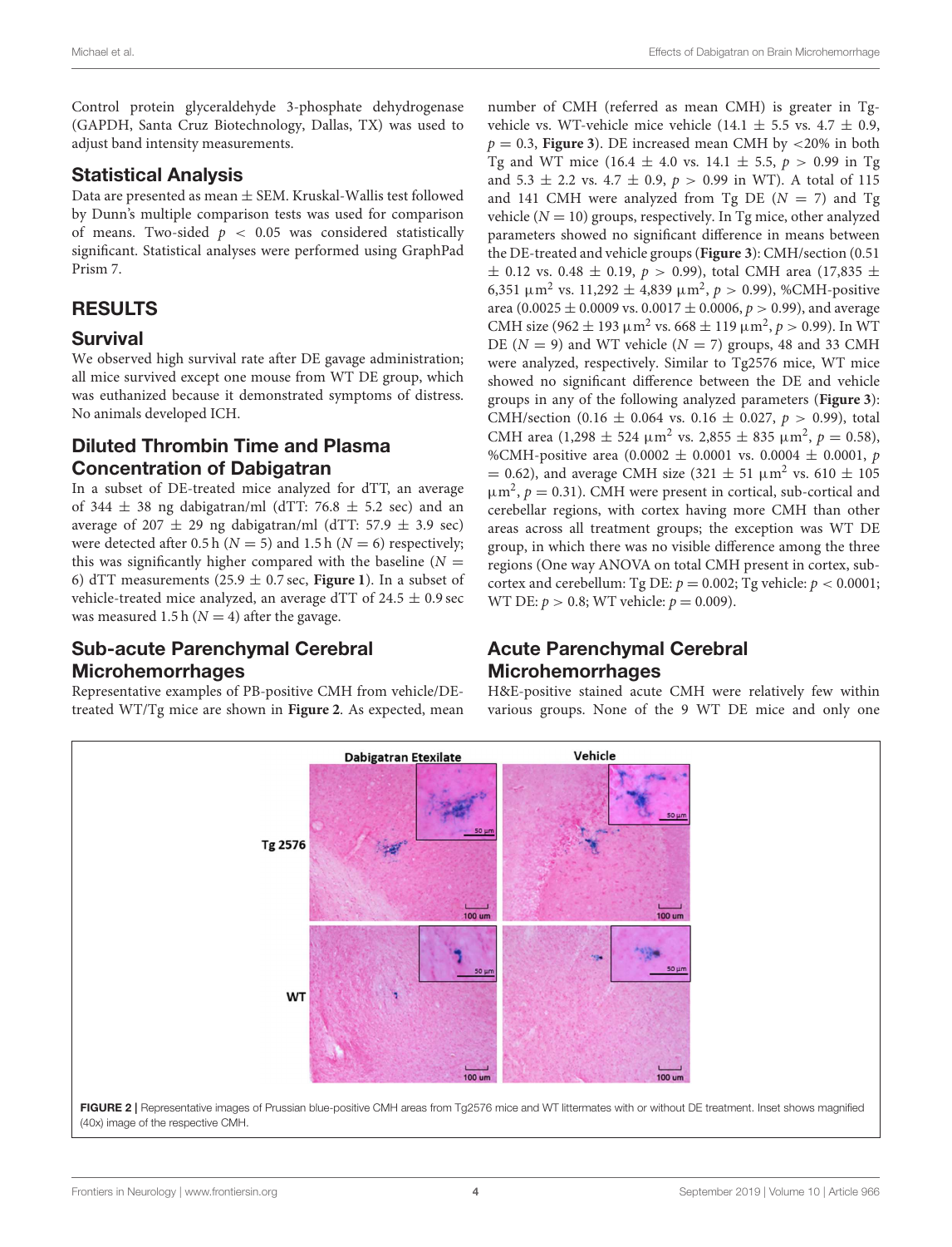Control protein glyceraldehyde 3-phosphate dehydrogenase (GAPDH, Santa Cruz Biotechnology, Dallas, TX) was used to adjust band intensity measurements.

## Statistical Analysis

Data are presented as mean ± SEM. Kruskal-Wallis test followed by Dunn's multiple comparison tests was used for comparison of means. Two-sided $p < 0.05$ was considered statistically significant. Statistical analyses were performed using GraphPad Prism 7.

# RESULTS

## Survival

We observed high survival rate after DE gavage administration; all mice survived except one mouse from WT DE group, which was euthanized because it demonstrated symptoms of distress. No animals developed ICH.

## Diluted Thrombin Time and Plasma Concentration of Dabigatran

In a subset of DE-treated mice analyzed for dTT, an average of 344 ± 38 ng dabigatran/ml (dTT: 76.8 ± 5.2 sec) and an average of 207 ± 29 ng dabigatran/ml (dTT: 57.9 ± 3.9 sec) were detected after 0.5 h ($N = 5$) and 1.5 h ($N = 6$) respectively; this was significantly higher compared with the baseline ($N = 6$) dTT measurements (25.9 ± 0.7 sec, **Figure 1**). In a subset of vehicle-treated mice analyzed, an average dTT of 24.5 ± 0.9 sec was measured 1.5 h ($N = 4$) after the gavage.

## Sub-acute Parenchymal Cerebral Microhemorrhages

Representative examples of PB-positive CMH from vehicle/DE-treated WT/Tg mice are shown in **Figure 2**. As expected, mean number of CMH (referred as mean CMH) is greater in Tg-vehicle vs. WT-vehicle mice vehicle (14.1 ± 5.5 vs. 4.7 ± 0.9, $p = 0.3$, **Figure 3**). DE increased mean CMH by <20% in both Tg and WT mice (16.4 ± 4.0 vs. 14.1 ± 5.5, $p > 0.99$ in Tg and 5.3 ± 2.2 vs. 4.7 ± 0.9, $p > 0.99$ in WT). A total of 115 and 141 CMH were analyzed from Tg DE ($N = 7$) and Tg vehicle ($N = 10$) groups, respectively. In Tg mice, other analyzed parameters showed no significant difference in means between the DE-treated and vehicle groups (**Figure 3**): CMH/section (0.51 ± 0.12 vs. 0.48 ± 0.19, $p > 0.99$), total CMH area (17,835 ± 6,351 $\mu m^2$ vs. 11,292 ± 4,839 $\mu m^2$, $p > 0.99$), %CMH-positive area (0.0025 ± 0.0009 vs. 0.0017 ± 0.0006, $p > 0.99$), and average CMH size (962 ± 193 $\mu m^2$ vs. 668 ± 119 $\mu m^2$, $p > 0.99$). In WT DE ($N = 9$) and WT vehicle ($N = 7$) groups, 48 and 33 CMH were analyzed, respectively. Similar to Tg2576 mice, WT mice showed no significant difference between the DE and vehicle groups in any of the following analyzed parameters (**Figure 3**): CMH/section (0.16 ± 0.064 vs. 0.16 ± 0.027, $p > 0.99$), total CMH area (1,298 ± 524 $\mu m^2$ vs. 2,855 ± 835 $\mu m^2$, $p = 0.58$), %CMH-positive area (0.0002 ± 0.0001 vs. 0.0004 ± 0.0001, $p = 0.62$), and average CMH size (321 ± 51 $\mu m^2$ vs. 610 ± 105 $\mu m^2$, $p = 0.31$). CMH were present in cortical, sub-cortical and cerebellar regions, with cortex having more CMH than other areas across all treatment groups; the exception was WT DE group, in which there was no visible difference among the three regions (One way ANOVA on total CMH present in cortex, sub-cortex and cerebellum: Tg DE: $p = 0.002$; Tg vehicle: $p < 0.0001$; WT DE: $p > 0.8$; WT vehicle: $p = 0.009$).

## Acute Parenchymal Cerebral Microhemorrhages

H&E-positive stained acute CMH were relatively few within various groups. None of the 9 WT DE mice and only one

**FIGURE 2 |** Representative images of Prussian blue-positive CMH areas from Tg2576 mice and WT littermates with or without DE treatment. Inset shows magnified (40x) image of the respective CMH.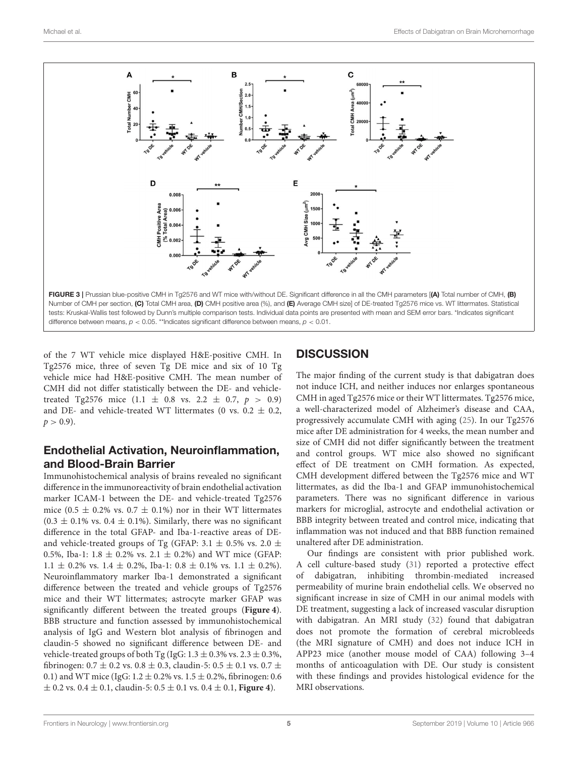FIGURE 3 | Prussian blue-positive CMH in Tg2576 and WT mice with/without DE. Significant difference in all the CMH parameters [**(A)** Total number of CMH, **(B)** Number of CMH per section, **(C)** Total CMH area, **(D)** CMH positive area (%), and **(E)** Average CMH size] of DE-treated Tg2576 mice vs. WT littermates. Statistical tests: Kruskal-Wallis test followed by Dunn's multiple comparison tests. Individual data points are presented with mean and SEM error bars. *Indicates significant difference between means, $p < 0.05$. **Indicates significant difference between means, $p < 0.01$.

of the 7 WT vehicle mice displayed H&E-positive CMH. In Tg2576 mice, three of seven Tg DE mice and six of 10 Tg vehicle mice had H&E-positive CMH. The mean number of CMH did not differ statistically between the DE- and vehicle-treated Tg2576 mice ($1.1 \pm 0.8$ vs. $2.2 \pm 0.7$, $p > 0.9$) and DE- and vehicle-treated WT littermates (0 vs. $0.2 \pm 0.2$, $p > 0.9$).

## Endothelial Activation, Neuroinflammation, and Blood-Brain Barrier

Immunohistochemical analysis of brains revealed no significant difference in the immunoreactivity of brain endothelial activation marker ICAM-1 between the DE- and vehicle-treated Tg2576 mice ($0.5 \pm 0.2\%$ vs. $0.7 \pm 0.1\%$) nor in their WT littermates ($0.3 \pm 0.1\%$ vs. $0.4 \pm 0.1\%$). Similarly, there was no significant difference in the total GFAP- and Iba-1-reactive areas of DE- and vehicle-treated groups of Tg (GFAP: $3.1 \pm 0.5\%$ vs. $2.0 \pm 0.5\%$, Iba-1: $1.8 \pm 0.2\%$ vs. $2.1 \pm 0.2\%$) and WT mice (GFAP: $1.1 \pm 0.2\%$ vs. $1.4 \pm 0.2\%$, Iba-1: $0.8 \pm 0.1\%$ vs. $1.1 \pm 0.2\%$). Neuroinflammatory marker Iba-1 demonstrated a significant difference between the treated and vehicle groups of Tg2576 mice and their WT littermates; astrocyte marker GFAP was significantly different between the treated groups (**Figure 4**). BBB structure and function assessed by immunohistochemical analysis of IgG and Western blot analysis of fibrinogen and claudin-5 showed no significant difference between DE- and vehicle-treated groups of both Tg (IgG: $1.3 \pm 0.3\%$ vs. $2.3 \pm 0.3\%$, fibrinogen: $0.7 \pm 0.2$ vs. $0.8 \pm 0.3$, claudin-5: $0.5 \pm 0.1$ vs. $0.7 \pm 0.1$) and WT mice (IgG: $1.2 \pm 0.2\%$ vs. $1.5 \pm 0.2\%$, fibrinogen: $0.6 \pm 0.2$ vs. $0.4 \pm 0.1$, claudin-5: $0.5 \pm 0.1$ vs. $0.4 \pm 0.1$, **Figure 4**).

# DISCUSSION

The major finding of the current study is that dabigatran does not induce ICH, and neither induces nor enlarges spontaneous CMH in aged Tg2576 mice or their WT littermates. Tg2576 mice, a well-characterized model of Alzheimer's disease and CAA, progressively accumulate CMH with aging (25). In our Tg2576 mice after DE administration for 4 weeks, the mean number and size of CMH did not differ significantly between the treatment and control groups. WT mice also showed no significant effect of DE treatment on CMH formation. As expected, CMH development differed between the Tg2576 mice and WT littermates, as did the Iba-1 and GFAP immunohistochemical parameters. There was no significant difference in various markers for microglial, astrocyte and endothelial activation or BBB integrity between treated and control mice, indicating that inflammation was not induced and that BBB function remained unaltered after DE administration.

Our findings are consistent with prior published work. A cell culture-based study (31) reported a protective effect of dabigatran, inhibiting thrombin-mediated increased permeability of murine brain endothelial cells. We observed no significant increase in size of CMH in our animal models with DE treatment, suggesting a lack of increased vascular disruption with dabigatran. An MRI study (32) found that dabigatran does not promote the formation of cerebral microbleeds (the MRI signature of CMH) and does not induce ICH in APP23 mice (another mouse model of CAA) following 3–4 months of anticoagulation with DE. Our study is consistent with these findings and provides histological evidence for the MRI observations.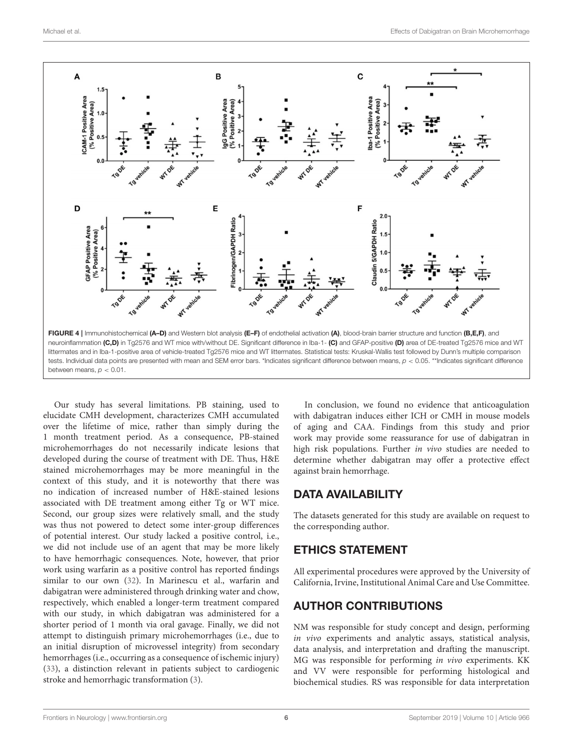A
ICAM-1 Positive Area (% Positive Area)
1.5
1.0
0.5
0.0
Tg DE
Tg vehicle
WT DE
WT vehicle

B
IgG Positive Area (% Positive Area)
5
4
3
2
1
0
Tg DE
Tg vehicle
WT DE
WT vehicle

C
Iba-1 Positive Area (% Positive Area)
4
3
2
1
0
**
*
Tg DE
Tg vehicle
WT DE
WT vehicle

D
GFAP Positive Area (% Positive Area)
6
4
2
0
**
Tg DE
Tg vehicle
WT DE
WT vehicle

E
Fibrinogen/GAPDH Ratio
4
3
2
1
0
Tg DE
Tg vehicle
WT DE
WT vehicle

F
Claudin 5/GAPDH Ratio
2.0
1.5
1.0
0.5
0.0
Tg DE
Tg vehicle
WT DE
WT vehicle

**FIGURE 4** | Immunohistochemical **(A–D)** and Western blot analysis **(E–F)** of endothelial activation **(A)**, blood-brain barrier structure and function **(B,E,F)**, and neuroinflammation **(C,D)** in Tg2576 and WT mice with/without DE. Significant difference in Iba-1- **(C)** and GFAP-positive **(D)** area of DE-treated Tg2576 mice and WT littermates and in Iba-1-positive area of vehicle-treated Tg2576 mice and WT littermates. Statistical tests: Kruskal-Wallis test followed by Dunn's multiple comparison tests. Individual data points are presented with mean and SEM error bars. *Indicates significant difference between means, $p < 0.05$. **Indicates significant difference between means, $p < 0.01$.

Our study has several limitations. PB staining, used to elucidate CMH development, characterizes CMH accumulated over the lifetime of mice, rather than simply during the 1 month treatment period. As a consequence, PB-stained microhemorrhages do not necessarily indicate lesions that developed during the course of treatment with DE. Thus, H&E stained microhemorrhages may be more meaningful in the context of this study, and it is noteworthy that there was no indication of increased number of H&E-stained lesions associated with DE treatment among either Tg or WT mice. Second, our group sizes were relatively small, and the study was thus not powered to detect some inter-group differences of potential interest. Our study lacked a positive control, i.e., we did not include use of an agent that may be more likely to have hemorrhagic consequences. Note, however, that prior work using warfarin as a positive control has reported findings similar to our own (32). In Marinescu et al., warfarin and dabigatran were administered through drinking water and chow, respectively, which enabled a longer-term treatment compared with our study, in which dabigatran was administered for a shorter period of 1 month via oral gavage. Finally, we did not attempt to distinguish primary microhemorrhages (i.e., due to an initial disruption of microvessel integrity) from secondary hemorrhages (i.e., occurring as a consequence of ischemic injury) (33), a distinction relevant in patients subject to cardiogenic stroke and hemorrhagic transformation (3).

In conclusion, we found no evidence that anticoagulation with dabigatran induces either ICH or CMH in mouse models of aging and CAA. Findings from this study and prior work may provide some reassurance for use of dabigatran in high risk populations. Further *in vivo* studies are needed to determine whether dabigatran may offer a protective effect against brain hemorrhage.

## DATA AVAILABILITY

The datasets generated for this study are available on request to the corresponding author.

## ETHICS STATEMENT

All experimental procedures were approved by the University of California, Irvine, Institutional Animal Care and Use Committee.

## AUTHOR CONTRIBUTIONS

NM was responsible for study concept and design, performing *in vivo* experiments and analytic assays, statistical analysis, data analysis, and interpretation and drafting the manuscript. MG was responsible for performing *in vivo* experiments. KK and VV were responsible for performing histological and biochemical studies. RS was responsible for data interpretation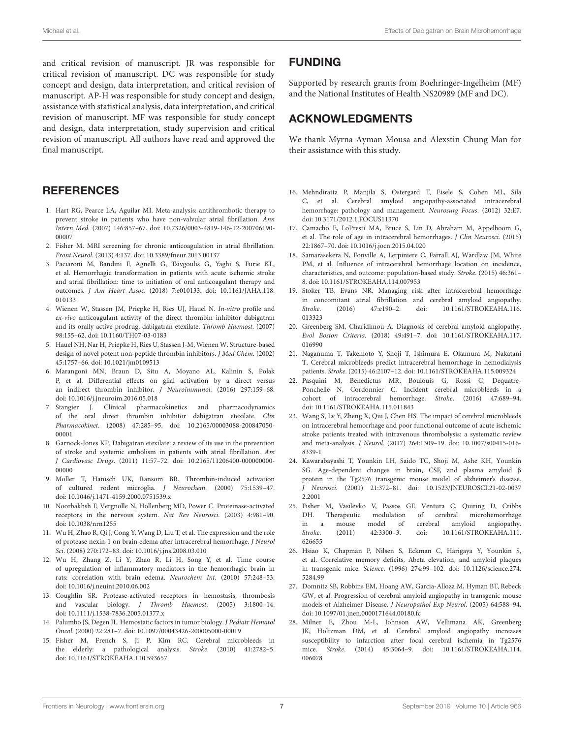and critical revision of manuscript. JR was responsible for critical revision of manuscript. DC was responsible for study concept and design, data interpretation, and critical revision of manuscript. AP-H was responsible for study concept and design, assistance with statistical analysis, data interpretation, and critical revision of manuscript. MF was responsible for study concept and design, data interpretation, study supervision and critical revision of manuscript. All authors have read and approved the final manuscript.

## FUNDING

Supported by research grants from Boehringer-Ingelheim (MF) and the National Institutes of Health NS20989 (MF and DC).

## ACKNOWLEDGMENTS

We thank Myrna Ayman Mousa and Alexstin Chung Man for their assistance with this study.

## REFERENCES

1. Hart RG, Pearce LA, Aguilar MI. Meta-analysis: antithrombotic therapy to prevent stroke in patients who have non-valvular atrial fibrillation. *Ann Intern Med*. (2007) 146:857–67. doi: 10.7326/0003-4819-146-12-200706190-00007
2. Fisher M. MRI screening for chronic anticoagulation in atrial fibrillation. *Front Neurol*. (2013) 4:137. doi: 10.3389/fneur.2013.00137
3. Paciaroni M, Bandini F, Agnelli G, Tsivgoulis G, Yaghi S, Furie KL, et al. Hemorrhagic transformation in patients with acute ischemic stroke and atrial fibrillation: time to initiation of oral anticoagulant therapy and outcomes. *J Am Heart Assoc*. (2018) 7:e010133. doi: 10.1161/JAHA.118.010133
4. Wienen W, Stassen JM, Priepke H, Ries UJ, Hauel N. *In-vitro* profile and *ex-vivo* anticoagulant activity of the direct thrombin inhibitor dabigatran and its orally active prodrug, dabigatran etexilate. *Thromb Haemost*. (2007) 98:155–62. doi: 10.1160/TH07-03-0183
5. Hauel NH, Nar H, Priepke H, Ries U, Stassen J-M, Wienen W. Structure-based design of novel potent non-peptide thrombin inhibitors. *J Med Chem*. (2002) 45:1757–66. doi: 10.1021/jm0109513
6. Marangoni MN, Braun D, Situ A, Moyano AL, Kalinin S, Polak P, et al. Differential effects on glial activation by a direct versus an indirect thrombin inhibitor. *J Neuroimmunol*. (2016) 297:159–68. doi: 10.1016/j.jneuroim.2016.05.018
7. Stangier J. Clinical pharmacokinetics and pharmacodynamics of the oral direct thrombin inhibitor dabigatran etexilate. *Clin Pharmacokinet*. (2008) 47:285–95. doi: 10.2165/00003088-200847050-00001
8. Garnock-Jones KP. Dabigatran etexilate: a review of its use in the prevention of stroke and systemic embolism in patients with atrial fibrillation. *Am J Cardiovasc Drugs*. (2011) 11:57–72. doi: 10.2165/11206400-000000000-00000
9. Moller T, Hanisch UK, Ransom BR. Thrombin-induced activation of cultured rodent microglia. *J Neurochem*. (2000) 75:1539–47. doi: 10.1046/j.1471-4159.2000.0751539.x
10. Noorbakhsh F, Vergnolle N, Hollenberg MD, Power C. Proteinase-activated receptors in the nervous system. *Nat Rev Neurosci*. (2003) 4:981–90. doi: 10.1038/nrn1255
11. Wu H, Zhao R, Qi J, Cong Y, Wang D, Liu T, et al. The expression and the role of protease nexin-1 on brain edema after intracerebral hemorrhage. *J Neurol Sci*. (2008) 270:172–83. doi: 10.1016/j.jns.2008.03.010
12. Wu H, Zhang Z, Li Y, Zhao R, Li H, Song Y, et al. Time course of upregulation of inflammatory mediators in the hemorrhagic brain in rats: correlation with brain edema. *Neurochem Int*. (2010) 57:248–53. doi: 10.1016/j.neuint.2010.06.002
13. Coughlin SR. Protease-activated receptors in hemostasis, thrombosis and vascular biology. *J Thromb Haemost*. (2005) 3:1800–14. doi: 10.1111/j.1538-7836.2005.01377.x
14. Palumbo JS, Degen JL. Hemostatic factors in tumor biology. *J Pediatr Hematol Oncol*. (2000) 22:281–7. doi: 10.1097/00043426-200005000-00019
15. Fisher M, French S, Ji P, Kim RC. Cerebral microbleeds in the elderly: a pathological analysis. *Stroke*. (2010) 41:2782–5. doi: 10.1161/STROKEAHA.110.593657
16. Mehndiratta P, Manjila S, Ostergard T, Eisele S, Cohen ML, Sila C, et al. Cerebral amyloid angiopathy-associated intracerebral hemorrhage: pathology and management. *Neurosurg Focus*. (2012) 32:E7. doi: 10.3171/2012.1.FOCUS11370
17. Camacho E, LoPresti MA, Bruce S, Lin D, Abraham M, Appelboom G, et al. The role of age in intracerebral hemorrhages. *J Clin Neurosci*. (2015) 22:1867–70. doi: 10.1016/j.jocn.2015.04.020
18. Samarasekera N, Fonville A, Lerpiniere C, Farrall AJ, Wardlaw JM, White PM, et al. Influence of intracerebral hemorrhage location on incidence, characteristics, and outcome: population-based study. *Stroke*. (2015) 46:361–8. doi: 10.1161/STROKEAHA.114.007953
19. Stoker TB, Evans NR. Managing risk after intracerebral hemorrhage in concomitant atrial fibrillation and cerebral amyloid angiopathy. *Stroke*. (2016) 47:e190–2. doi: 10.1161/STROKEAHA.116.013323
20. Greenberg SM, Charidimou A. Diagnosis of cerebral amyloid angiopathy. *Evol Boston Criteria*. (2018) 49:491–7. doi: 10.1161/STROKEAHA.117.016990
21. Naganuma T, Takemoto Y, Shoji T, Ishimura E, Okamura M, Nakatani T. Cerebral microbleeds predict intracerebral hemorrhage in hemodialysis patients. *Stroke*. (2015) 46:2107–12. doi: 10.1161/STROKEAHA.115.009324
22. Pasquini M, Benedictus MR, Boulouis G, Rossi C, Dequatre-Ponchelle N, Cordonnier C. Incident cerebral microbleeds in a cohort of intracerebral hemorrhage. *Stroke*. (2016) 47:689–94. doi: 10.1161/STROKEAHA.115.011843
23. Wang S, Lv Y, Zheng X, Qiu J, Chen HS. The impact of cerebral microbleeds on intracerebral hemorrhage and poor functional outcome of acute ischemic stroke patients treated with intravenous thrombolysis: a systematic review and meta-analysis. *J Neurol*. (2017) 264:1309–19. doi: 10.1007/s00415-016-8339-1
24. Kawarabayashi T, Younkin LH, Saido TC, Shoji M, Ashe KH, Younkin SG. Age-dependent changes in brain, CSF, and plasma amyloid β protein in the Tg2576 transgenic mouse model of alzheimer's disease. *J Neurosci*. (2001) 21:372–81. doi: 10.1523/JNEUROSCI.21-02-00372.2001
25. Fisher M, Vasilevko V, Passos GF, Ventura C, Quiring D, Cribbs DH. Therapeutic modulation of cerebral microhemorrhage in a mouse model of cerebral amyloid angiopathy. *Stroke*. (2011) 42:3300–3. doi: 10.1161/STROKEAHA.111.626655
26. Hsiao K, Chapman P, Nilsen S, Eckman C, Harigaya Y, Younkin S, et al. Correlative memory deficits, Abeta elevation, and amyloid plaques in transgenic mice. *Science*. (1996) 274:99–102. doi: 10.1126/science.274.5284.99
27. Domnitz SB, Robbins EM, Hoang AW, Garcia-Alloza M, Hyman BT, Rebeck GW, et al. Progression of cerebral amyloid angiopathy in transgenic mouse models of Alzheimer Disease. *J Neuropathol Exp Neurol*. (2005) 64:588–94. doi: 10.1097/01.jnen.0000171644.00180.fc
28. Milner E, Zhou M-L, Johnson AW, Vellimana AK, Greenberg JK, Holtzman DM, et al. Cerebral amyloid angiopathy increases susceptibility to infarction after focal cerebral ischemia in Tg2576 mice. *Stroke*. (2014) 45:3064–9. doi: 10.1161/STROKEAHA.114.006078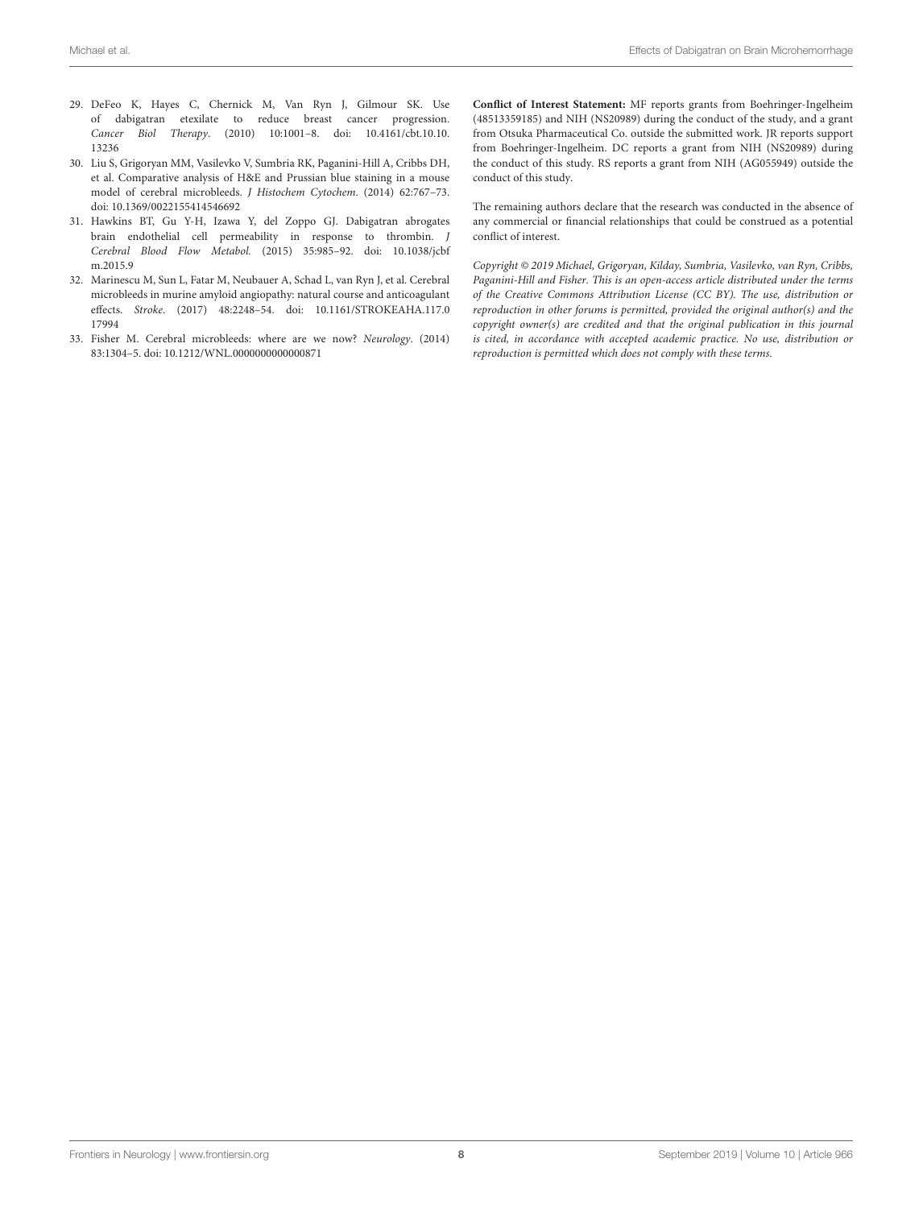29. DeFeo K, Hayes C, Chernick M, Van Ryn J, Gilmour SK. Use of dabigatran etexilate to reduce breast cancer progression. *Cancer Biol Therapy*. (2010) 10:1001–8. doi: 10.4161/cbt.10.10.13236
30. Liu S, Grigoryan MM, Vasilevko V, Sumbria RK, Paganini-Hill A, Cribbs DH, et al. Comparative analysis of H&E and Prussian blue staining in a mouse model of cerebral microbleeds. *J Histochem Cytochem*. (2014) 62:767–73. doi: 10.1369/0022155414546692
31. Hawkins BT, Gu Y-H, Izawa Y, del Zoppo GJ. Dabigatran abrogates brain endothelial cell permeability in response to thrombin. *J Cerebral Blood Flow Metabol.* (2015) 35:985–92. doi: 10.1038/jcbfm.2015.9
32. Marinescu M, Sun L, Fatar M, Neubauer A, Schad L, van Ryn J, et al. Cerebral microbleeds in murine amyloid angiopathy: natural course and anticoagulant effects. *Stroke*. (2017) 48:2248–54. doi: 10.1161/STROKEAHA.117.017994
33. Fisher M. Cerebral microbleeds: where are we now? *Neurology*. (2014) 83:1304–5. doi: 10.1212/WNL.0000000000000871

**Conflict of Interest Statement:** MF reports grants from Boehringer-Ingelheim (48513359185) and NIH (NS20989) during the conduct of the study, and a grant from Otsuka Pharmaceutical Co. outside the submitted work. JR reports support from Boehringer-Ingelheim. DC reports a grant from NIH (NS20989) during the conduct of this study. RS reports a grant from NIH (AG055949) outside the conduct of this study.

The remaining authors declare that the research was conducted in the absence of any commercial or financial relationships that could be construed as a potential conflict of interest.

*Copyright © 2019 Michael, Grigoryan, Kilday, Sumbria, Vasilevko, van Ryn, Cribbs, Paganini-Hill and Fisher. This is an open-access article distributed under the terms of the Creative Commons Attribution License (CC BY). The use, distribution or reproduction in other forums is permitted, provided the original author(s) and the copyright owner(s) are credited and that the original publication in this journal is cited, in accordance with accepted academic practice. No use, distribution or reproduction is permitted which does not comply with these terms.*